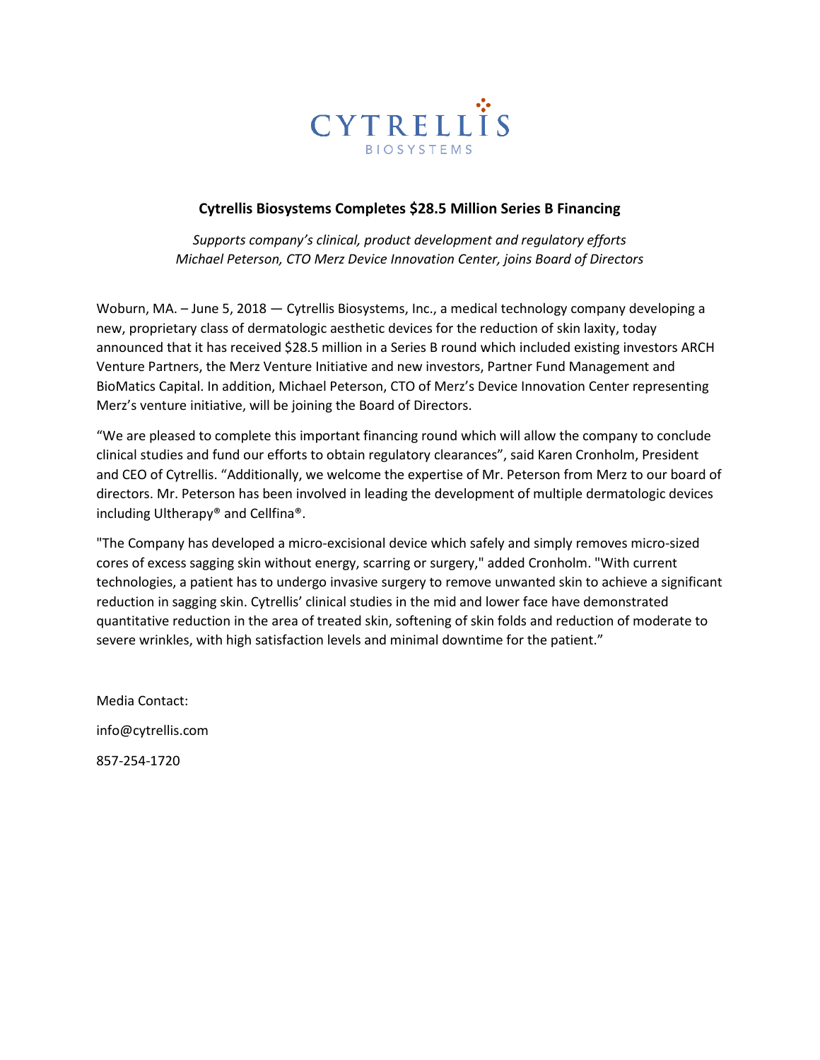CYTRELLIS
BIOSYSTEMS

## Cytrellis Biosystems Completes $28.5 Million Series B Financing

*Supports company's clinical, product development and regulatory efforts*
*Michael Peterson, CTO Merz Device Innovation Center, joins Board of Directors*

Woburn, MA. – June 5, 2018 — Cytrellis Biosystems, Inc., a medical technology company developing a new, proprietary class of dermatologic aesthetic devices for the reduction of skin laxity, today announced that it has received $28.5 million in a Series B round which included existing investors ARCH Venture Partners, the Merz Venture Initiative and new investors, Partner Fund Management and BioMatics Capital. In addition, Michael Peterson, CTO of Merz's Device Innovation Center representing Merz's venture initiative, will be joining the Board of Directors.

"We are pleased to complete this important financing round which will allow the company to conclude clinical studies and fund our efforts to obtain regulatory clearances", said Karen Cronholm, President and CEO of Cytrellis. "Additionally, we welcome the expertise of Mr. Peterson from Merz to our board of directors. Mr. Peterson has been involved in leading the development of multiple dermatologic devices including Ultherapy® and Cellfina®.

"The Company has developed a micro-excisional device which safely and simply removes micro-sized cores of excess sagging skin without energy, scarring or surgery," added Cronholm. "With current technologies, a patient has to undergo invasive surgery to remove unwanted skin to achieve a significant reduction in sagging skin. Cytrellis' clinical studies in the mid and lower face have demonstrated quantitative reduction in the area of treated skin, softening of skin folds and reduction of moderate to severe wrinkles, with high satisfaction levels and minimal downtime for the patient."

Media Contact:

info@cytrellis.com

857-254-1720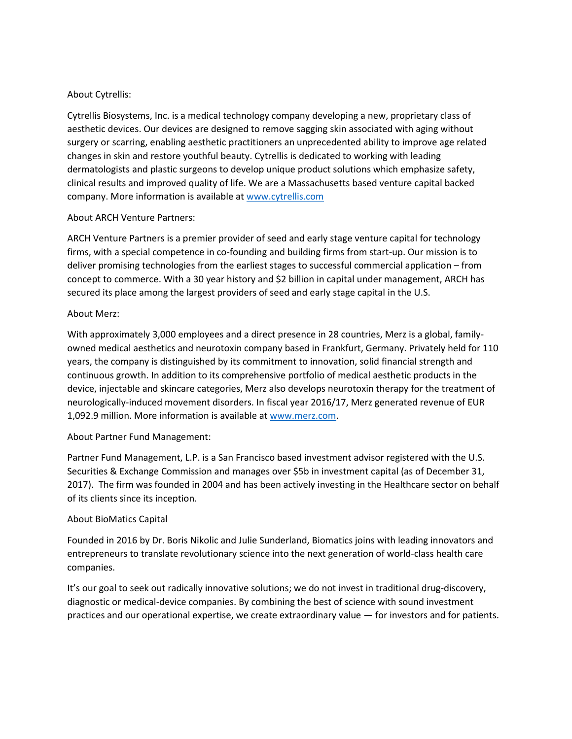About Cytrellis:

Cytrellis Biosystems, Inc. is a medical technology company developing a new, proprietary class of aesthetic devices. Our devices are designed to remove sagging skin associated with aging without surgery or scarring, enabling aesthetic practitioners an unprecedented ability to improve age related changes in skin and restore youthful beauty. Cytrellis is dedicated to working with leading dermatologists and plastic surgeons to develop unique product solutions which emphasize safety, clinical results and improved quality of life. We are a Massachusetts based venture capital backed company. More information is available at [www.cytrellis.com](http://www.cytrellis.com)

About ARCH Venture Partners:

ARCH Venture Partners is a premier provider of seed and early stage venture capital for technology firms, with a special competence in co-founding and building firms from start-up. Our mission is to deliver promising technologies from the earliest stages to successful commercial application – from concept to commerce. With a 30 year history and $2 billion in capital under management, ARCH has secured its place among the largest providers of seed and early stage capital in the U.S.

About Merz:

With approximately 3,000 employees and a direct presence in 28 countries, Merz is a global, family-owned medical aesthetics and neurotoxin company based in Frankfurt, Germany. Privately held for 110 years, the company is distinguished by its commitment to innovation, solid financial strength and continuous growth. In addition to its comprehensive portfolio of medical aesthetic products in the device, injectable and skincare categories, Merz also develops neurotoxin therapy for the treatment of neurologically-induced movement disorders. In fiscal year 2016/17, Merz generated revenue of EUR 1,092.9 million. More information is available at [www.merz.com](http://www.merz.com).

About Partner Fund Management:

Partner Fund Management, L.P. is a San Francisco based investment advisor registered with the U.S. Securities & Exchange Commission and manages over $5b in investment capital (as of December 31, 2017). The firm was founded in 2004 and has been actively investing in the Healthcare sector on behalf of its clients since its inception.

About BioMatics Capital

Founded in 2016 by Dr. Boris Nikolic and Julie Sunderland, Biomatics joins with leading innovators and entrepreneurs to translate revolutionary science into the next generation of world-class health care companies.

It's our goal to seek out radically innovative solutions; we do not invest in traditional drug-discovery, diagnostic or medical-device companies. By combining the best of science with sound investment practices and our operational expertise, we create extraordinary value — for investors and for patients.